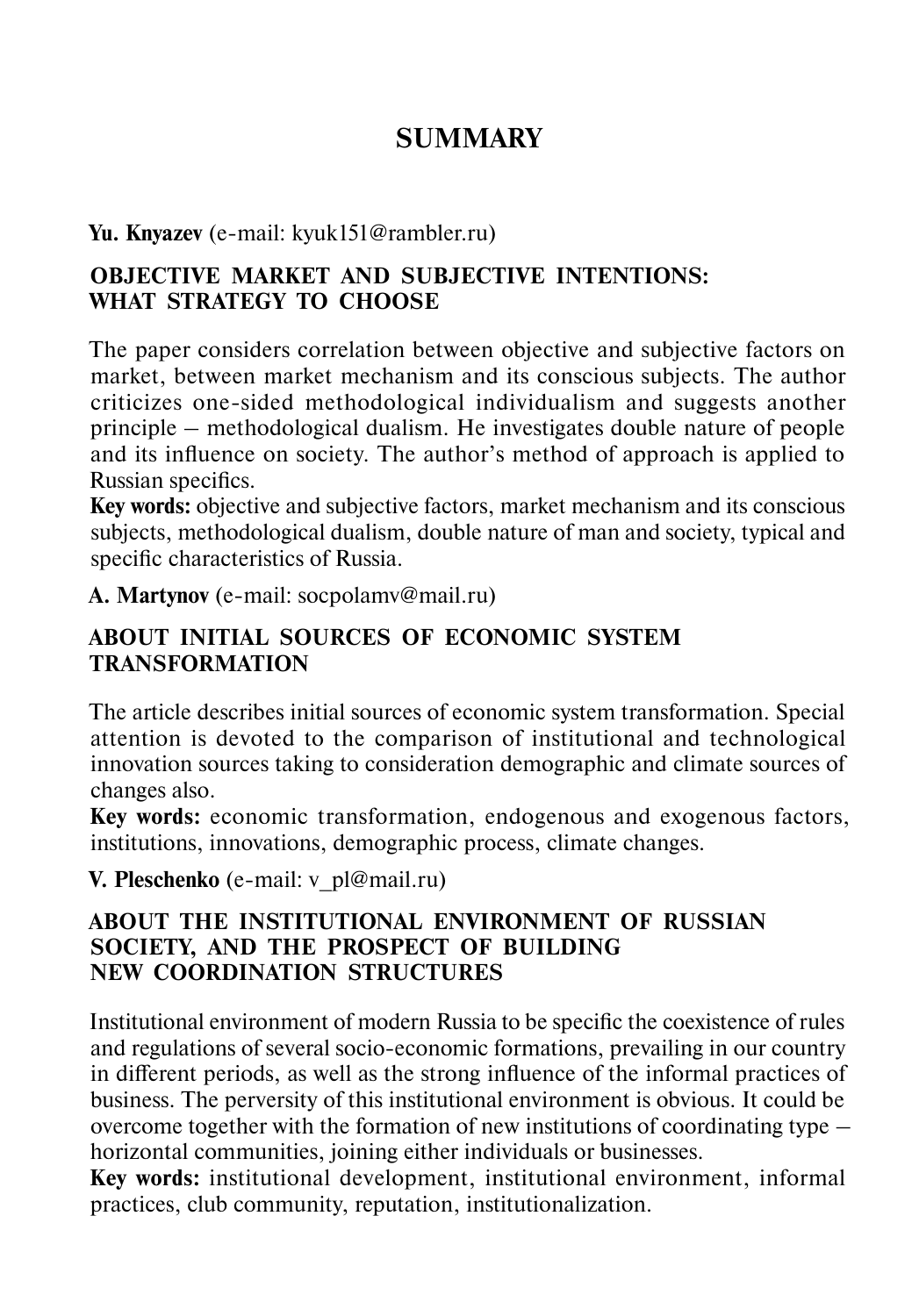# SUMMARY

**Yu. Knyazev** (e-mail: kyuk151@rambler.ru)

## OBJECTIVE MARKET AND SUBJECTIVE INTENTIONS: WHAT STRATEGY TO CHOOSE

The paper considers correlation between objective and subjective factors on market, between market mechanism and its conscious subjects. The author criticizes one-sided methodological individualism and suggests another principle – methodological dualism. He investigates double nature of people and its influence on society. The author's method of approach is applied to Russian specifics.

**Key words:** objective and subjective factors, market mechanism and its conscious subjects, methodological dualism, double nature of man and society, typical and specific characteristics of Russia.

**A. Martynov** (e-mail: socpolamv@mail.ru)

## ABOUT INITIAL SOURCES OF ECONOMIC SYSTEM TRANSFORMATION

The article describes initial sources of economic system transformation. Special attention is devoted to the comparison of institutional and technological innovation sources taking to consideration demographic and climate sources of changes also.

**Key words:** economic transformation, endogenous and exogenous factors, institutions, innovations, demographic process, climate changes.

**V. Pleschenko** (e-mail: v_pl@mail.ru)

## ABOUT THE INSTITUTIONAL ENVIRONMENT OF RUSSIAN SOCIETY, AND THE PROSPECT OF BUILDING NEW COORDINATION STRUCTURES

Institutional environment of modern Russia to be specific the coexistence of rules and regulations of several socio-economic formations, prevailing in our country in different periods, as well as the strong influence of the informal practices of business. The perversity of this institutional environment is obvious. It could be overcome together with the formation of new institutions of coordinating type – horizontal communities, joining either individuals or businesses.

**Key words:** institutional development, institutional environment, informal practices, club community, reputation, institutionalization.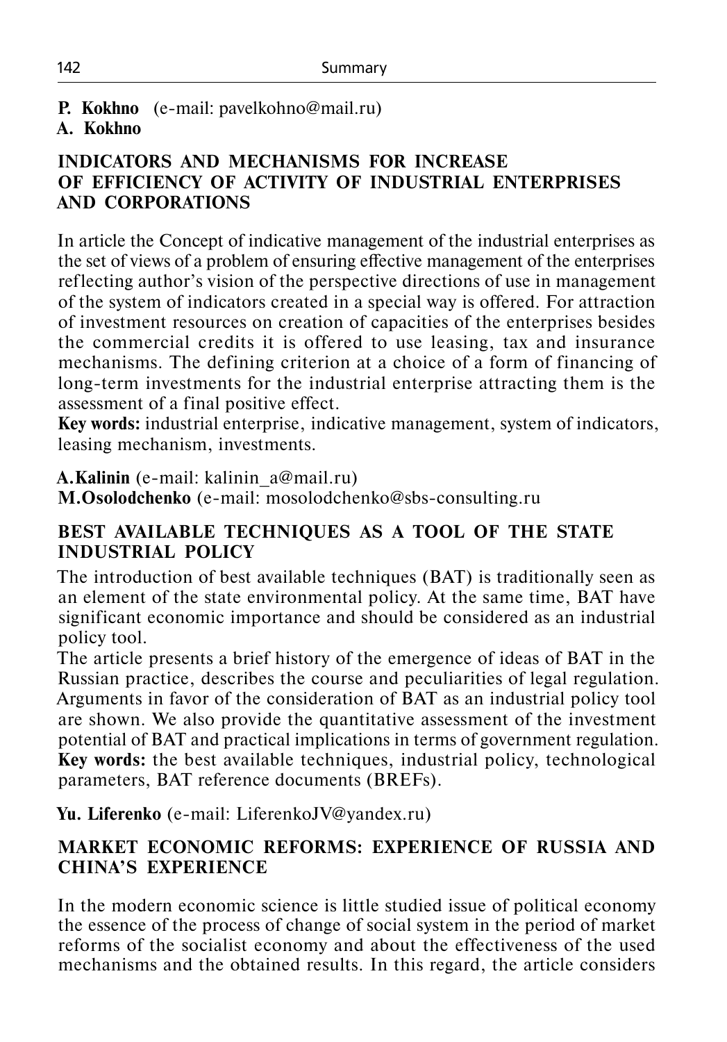**P. Kokhno** (e-mail: pavelkohno@mail.ru)
**A. Kokhno**

### INDICATORS AND MECHANISMS FOR INCREASE OF EFFICIENCY OF ACTIVITY OF INDUSTRIAL ENTERPRISES AND CORPORATIONS

In article the Concept of indicative management of the industrial enterprises as the set of views of a problem of ensuring effective management of the enterprises reflecting author's vision of the perspective directions of use in management of the system of indicators created in a special way is offered. For attraction of investment resources on creation of capacities of the enterprises besides the commercial credits it is offered to use leasing, tax and insurance mechanisms. The defining criterion at a choice of a form of financing of long-term investments for the industrial enterprise attracting them is the assessment of a final positive effect.
**Key words:** industrial enterprise, indicative management, system of indicators, leasing mechanism, investments.

**A. Kalinin** (e-mail: kalinin_a@mail.ru)
**M. Osolodchenko** (e-mail: mosolodchenko@sbs-consulting.ru

### BEST AVAILABLE TECHNIQUES AS A TOOL OF THE STATE INDUSTRIAL POLICY

The introduction of best available techniques (BAT) is traditionally seen as an element of the state environmental policy. At the same time, BAT have significant economic importance and should be considered as an industrial policy tool.
The article presents a brief history of the emergence of ideas of BAT in the Russian practice, describes the course and peculiarities of legal regulation. Arguments in favor of the consideration of BAT as an industrial policy tool are shown. We also provide the quantitative assessment of the investment potential of BAT and practical implications in terms of government regulation.
**Key words:** the best available techniques, industrial policy, technological parameters, BAT reference documents (BREFs).

**Yu. Liferenko** (e-mail: LiferenkoJV@yandex.ru)

### MARKET ECONOMIC REFORMS: EXPERIENCE OF RUSSIA AND CHINA'S EXPERIENCE

In the modern economic science is little studied issue of political economy the essence of the process of change of social system in the period of market reforms of the socialist economy and about the effectiveness of the used mechanisms and the obtained results. In this regard, the article considers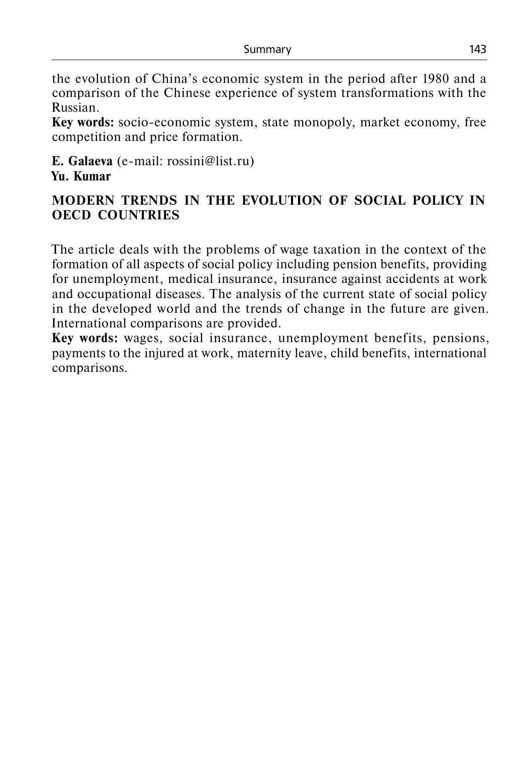the evolution of China's economic system in the period after 1980 and a comparison of the Chinese experience of system transformations with the Russian.

**Key words:** socio-economic system, state monopoly, market economy, free competition and price formation.

**E. Galaeva** (e-mail: rossini@list.ru)
**Yu. Kumar**

## MODERN TRENDS IN THE EVOLUTION OF SOCIAL POLICY IN OECD COUNTRIES

The article deals with the problems of wage taxation in the context of the formation of all aspects of social policy including pension benefits, providing for unemployment, medical insurance, insurance against accidents at work and occupational diseases. The analysis of the current state of social policy in the developed world and the trends of change in the future are given. International comparisons are provided.

**Key words:** wages, social insurance, unemployment benefits, pensions, payments to the injured at work, maternity leave, child benefits, international comparisons.